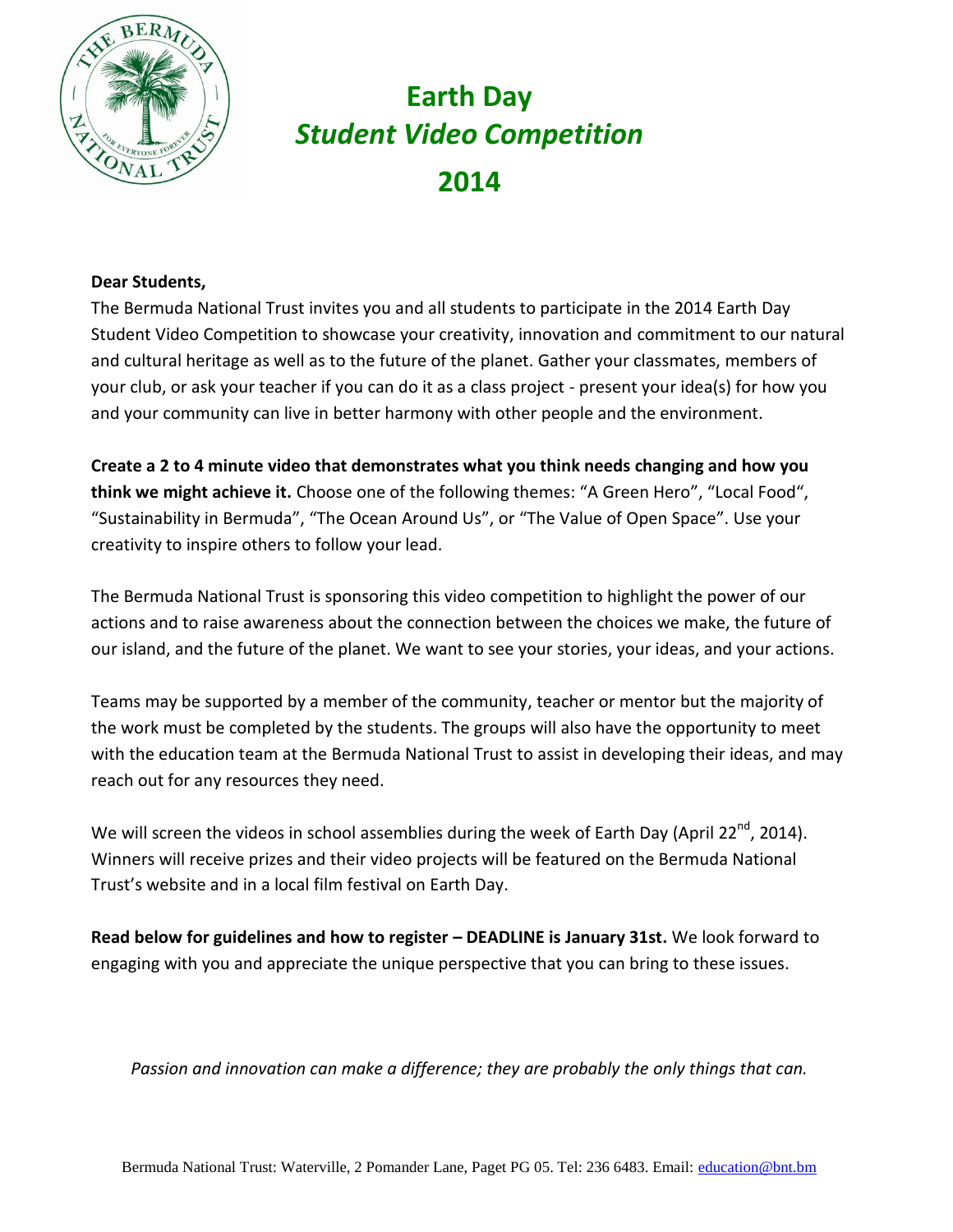# Earth Day
## *Student Video Competition*
## 2014

**Dear Students,**

The Bermuda National Trust invites you and all students to participate in the 2014 Earth Day Student Video Competition to showcase your creativity, innovation and commitment to our natural and cultural heritage as well as to the future of the planet. Gather your classmates, members of your club, or ask your teacher if you can do it as a class project - present your idea(s) for how you and your community can live in better harmony with other people and the environment.

**Create a 2 to 4 minute video that demonstrates what you think needs changing and how you think we might achieve it.** Choose one of the following themes: "A Green Hero", "Local Food", "Sustainability in Bermuda", "The Ocean Around Us", or "The Value of Open Space". Use your creativity to inspire others to follow your lead.

The Bermuda National Trust is sponsoring this video competition to highlight the power of our actions and to raise awareness about the connection between the choices we make, the future of our island, and the future of the planet. We want to see your stories, your ideas, and your actions.

Teams may be supported by a member of the community, teacher or mentor but the majority of the work must be completed by the students. The groups will also have the opportunity to meet with the education team at the Bermuda National Trust to assist in developing their ideas, and may reach out for any resources they need.

We will screen the videos in school assemblies during the week of Earth Day (April 22nd, 2014). Winners will receive prizes and their video projects will be featured on the Bermuda National Trust's website and in a local film festival on Earth Day.

**Read below for guidelines and how to register – DEADLINE is January 31st.** We look forward to engaging with you and appreciate the unique perspective that you can bring to these issues.

*Passion and innovation can make a difference; they are probably the only things that can.*

Bermuda National Trust: Waterville, 2 Pomander Lane, Paget PG 05. Tel: 236 6483. Email: education@bnt.bm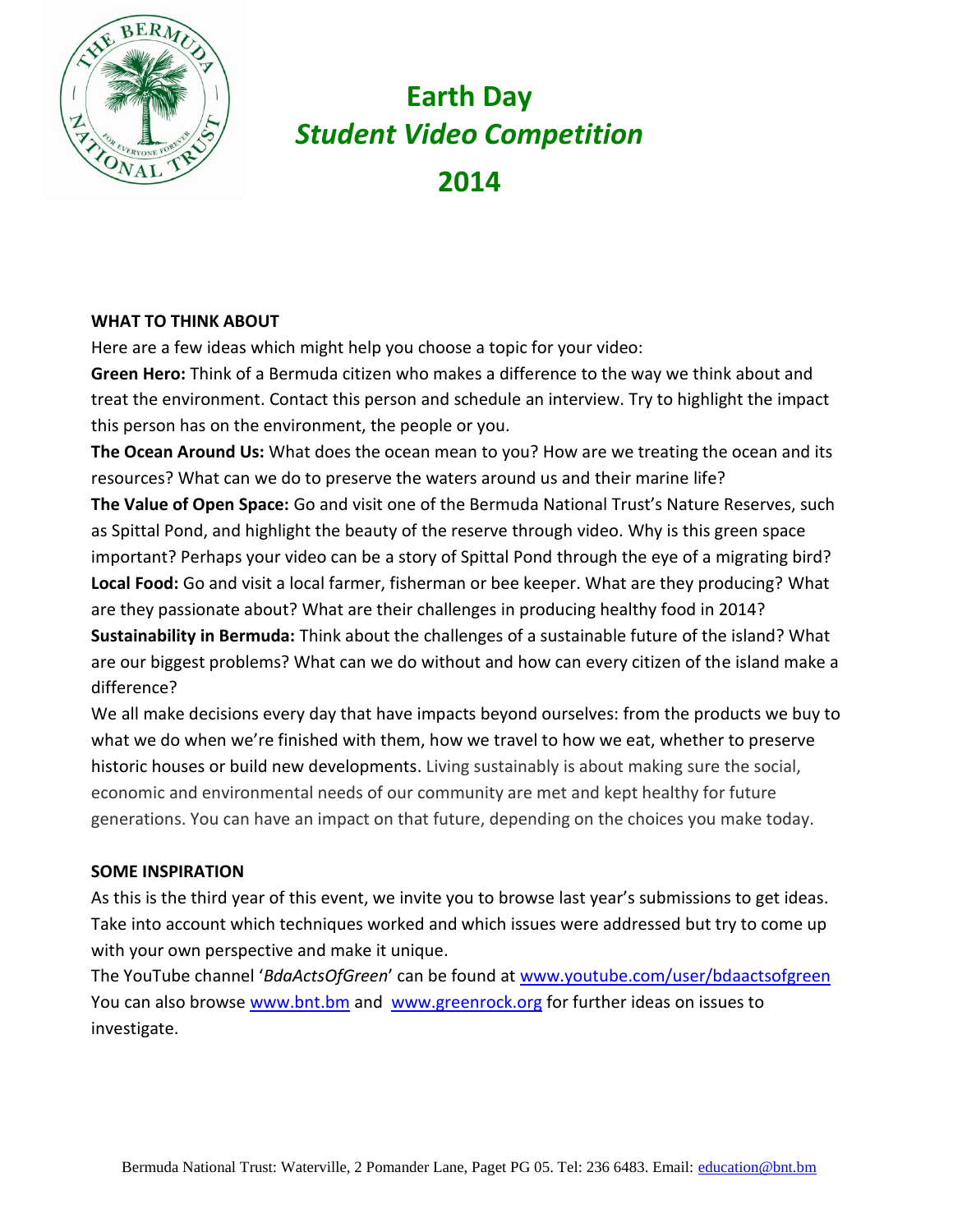# Earth Day
## *Student Video Competition*
## 2014

**WHAT TO THINK ABOUT**

Here are a few ideas which might help you choose a topic for your video:

**Green Hero:** Think of a Bermuda citizen who makes a difference to the way we think about and treat the environment. Contact this person and schedule an interview. Try to highlight the impact this person has on the environment, the people or you.

**The Ocean Around Us:** What does the ocean mean to you? How are we treating the ocean and its resources? What can we do to preserve the waters around us and their marine life?

**The Value of Open Space:** Go and visit one of the Bermuda National Trust's Nature Reserves, such as Spittal Pond, and highlight the beauty of the reserve through video. Why is this green space important? Perhaps your video can be a story of Spittal Pond through the eye of a migrating bird?

**Local Food:** Go and visit a local farmer, fisherman or bee keeper. What are they producing? What are they passionate about? What are their challenges in producing healthy food in 2014?

**Sustainability in Bermuda:** Think about the challenges of a sustainable future of the island? What are our biggest problems? What can we do without and how can every citizen of the island make a difference?

We all make decisions every day that have impacts beyond ourselves: from the products we buy to what we do when we're finished with them, how we travel to how we eat, whether to preserve historic houses or build new developments. Living sustainably is about making sure the social, economic and environmental needs of our community are met and kept healthy for future generations. You can have an impact on that future, depending on the choices you make today.

**SOME INSPIRATION**

As this is the third year of this event, we invite you to browse last year's submissions to get ideas. Take into account which techniques worked and which issues were addressed but try to come up with your own perspective and make it unique.

The YouTube channel '*BdaActsOfGreen*' can be found at www.youtube.com/user/bdaactsofgreen

You can also browse www.bnt.bm and www.greenrock.org for further ideas on issues to investigate.

Bermuda National Trust: Waterville, 2 Pomander Lane, Paget PG 05. Tel: 236 6483. Email: education@bnt.bm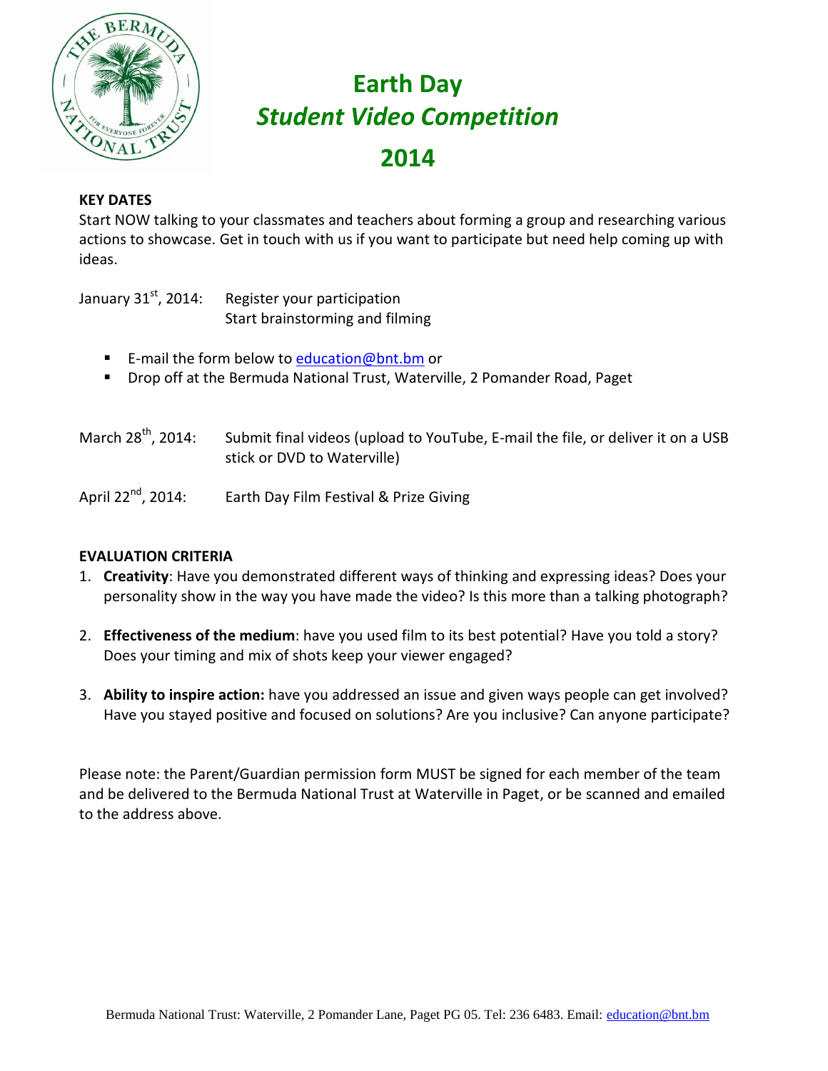# Earth Day
## *Student Video Competition*
## 2014

**KEY DATES**

Start NOW talking to your classmates and teachers about forming a group and researching various actions to showcase. Get in touch with us if you want to participate but need help coming up with ideas.

January 31st, 2014: Register your participation
Start brainstorming and filming

- E-mail the form below to education@bnt.bm or
- Drop off at the Bermuda National Trust, Waterville, 2 Pomander Road, Paget

March 28th, 2014: Submit final videos (upload to YouTube, E-mail the file, or deliver it on a USB stick or DVD to Waterville)

April 22nd, 2014: Earth Day Film Festival & Prize Giving

**EVALUATION CRITERIA**

1. **Creativity**: Have you demonstrated different ways of thinking and expressing ideas? Does your personality show in the way you have made the video? Is this more than a talking photograph?

2. **Effectiveness of the medium**: have you used film to its best potential? Have you told a story? Does your timing and mix of shots keep your viewer engaged?

3. **Ability to inspire action:** have you addressed an issue and given ways people can get involved? Have you stayed positive and focused on solutions? Are you inclusive? Can anyone participate?

Please note: the Parent/Guardian permission form MUST be signed for each member of the team and be delivered to the Bermuda National Trust at Waterville in Paget, or be scanned and emailed to the address above.

Bermuda National Trust: Waterville, 2 Pomander Lane, Paget PG 05. Tel: 236 6483. Email: education@bnt.bm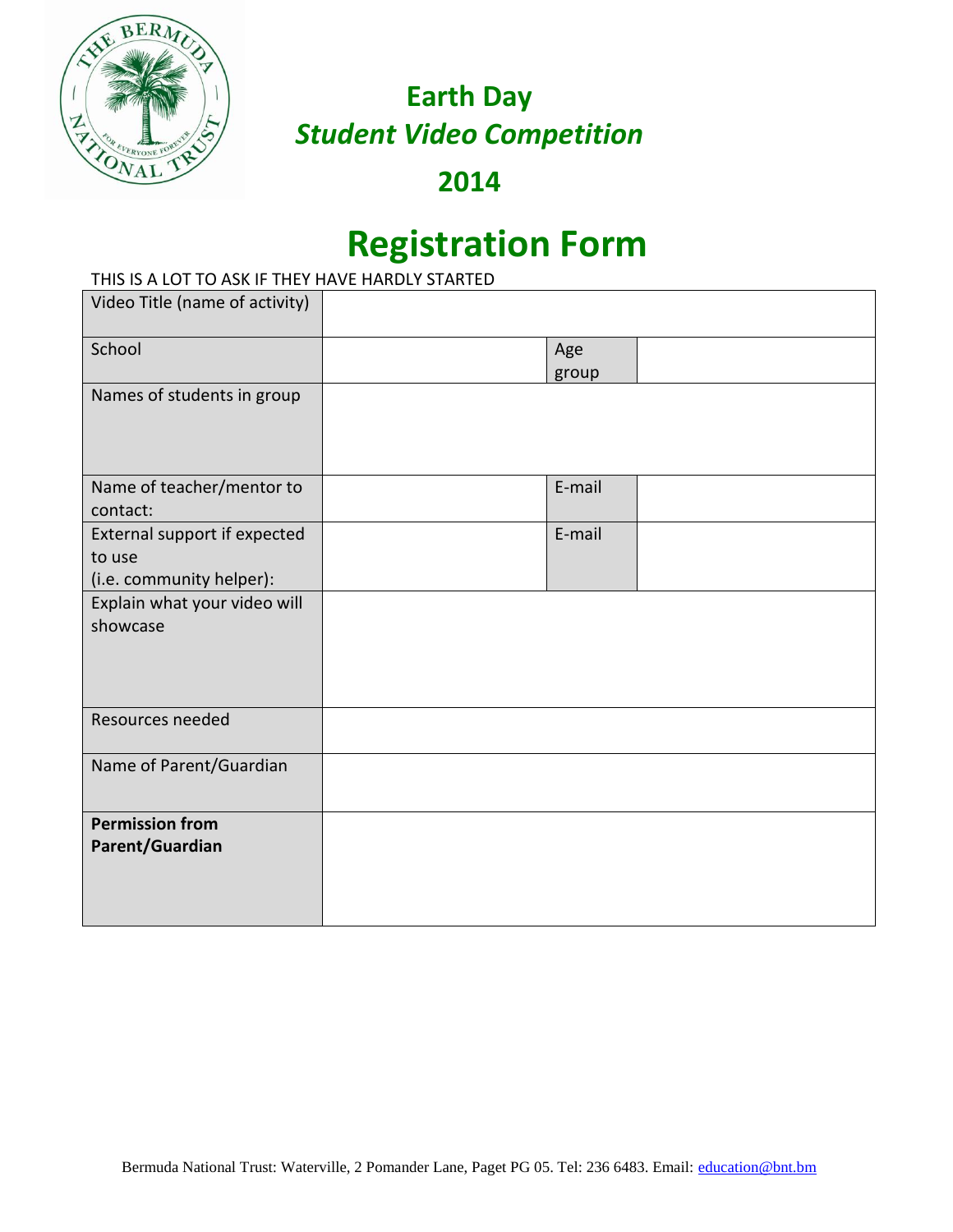# Earth Day

## *Student Video Competition*

## 2014

# Registration Form

THIS IS A LOT TO ASK IF THEY HAVE HARDLY STARTED

| | | | |
|---|---|---|---|
| Video Title (name of activity) | | | |
| School | | Age group | |
| Names of students in group | | | |
| Name of teacher/mentor to contact: | | E-mail | |
| External support if expected to use (i.e. community helper): | | E-mail | |
| Explain what your video will showcase | | | |
| Resources needed | | | |
| Name of Parent/Guardian | | | |
| **Permission from Parent/Guardian** | | | |

Bermuda National Trust: Waterville, 2 Pomander Lane, Paget PG 05. Tel: 236 6483. Email: education@bnt.bm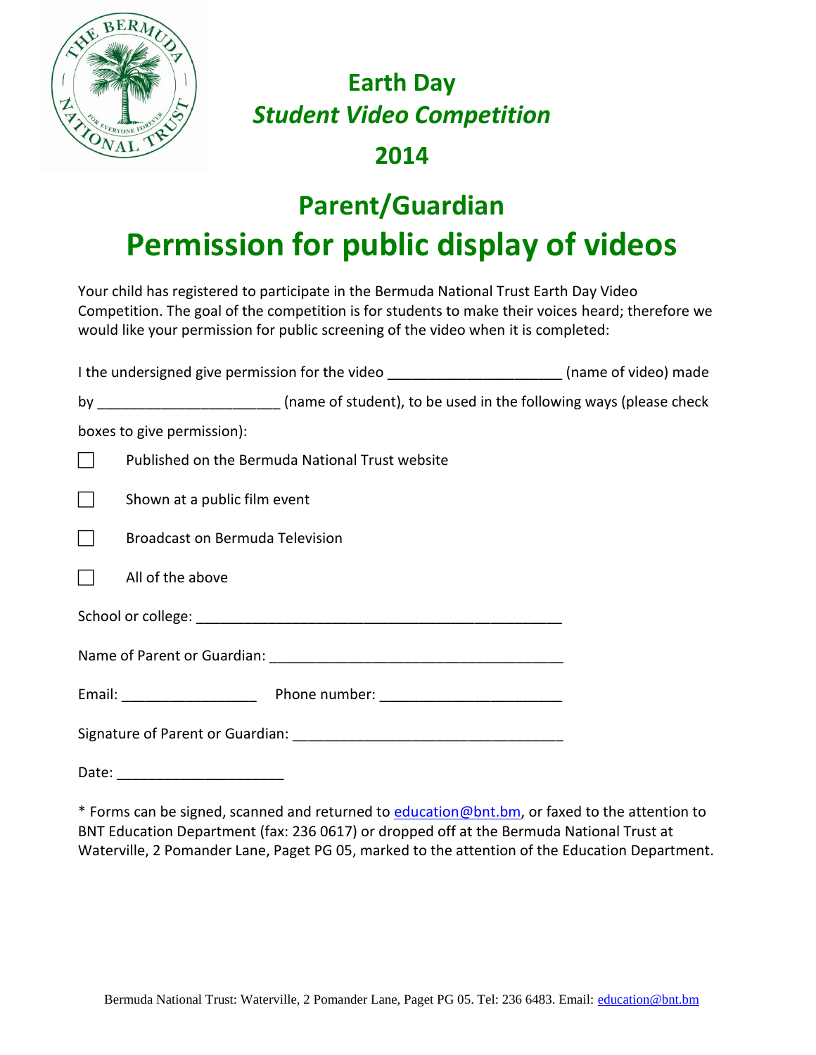# Earth Day
## *Student Video Competition*
## 2014

## Parent/Guardian
# Permission for public display of videos

Your child has registered to participate in the Bermuda National Trust Earth Day Video Competition. The goal of the competition is for students to make their voices heard; therefore we would like your permission for public screening of the video when it is completed:

I the undersigned give permission for the video _____________________ (name of video) made by ______________________ (name of student), to be used in the following ways (please check boxes to give permission):

- ☐ Published on the Bermuda National Trust website
- ☐ Shown at a public film event
- ☐ Broadcast on Bermuda Television
- ☐ All of the above

School or college: ____________________________________________

Name of Parent or Guardian: ____________________________________

Email: ________________ Phone number: ______________________

Signature of Parent or Guardian: _________________________________

Date: ____________________

* Forms can be signed, scanned and returned to education@bnt.bm, or faxed to the attention to BNT Education Department (fax: 236 0617) or dropped off at the Bermuda National Trust at Waterville, 2 Pomander Lane, Paget PG 05, marked to the attention of the Education Department.

Bermuda National Trust: Waterville, 2 Pomander Lane, Paget PG 05. Tel: 236 6483. Email: education@bnt.bm